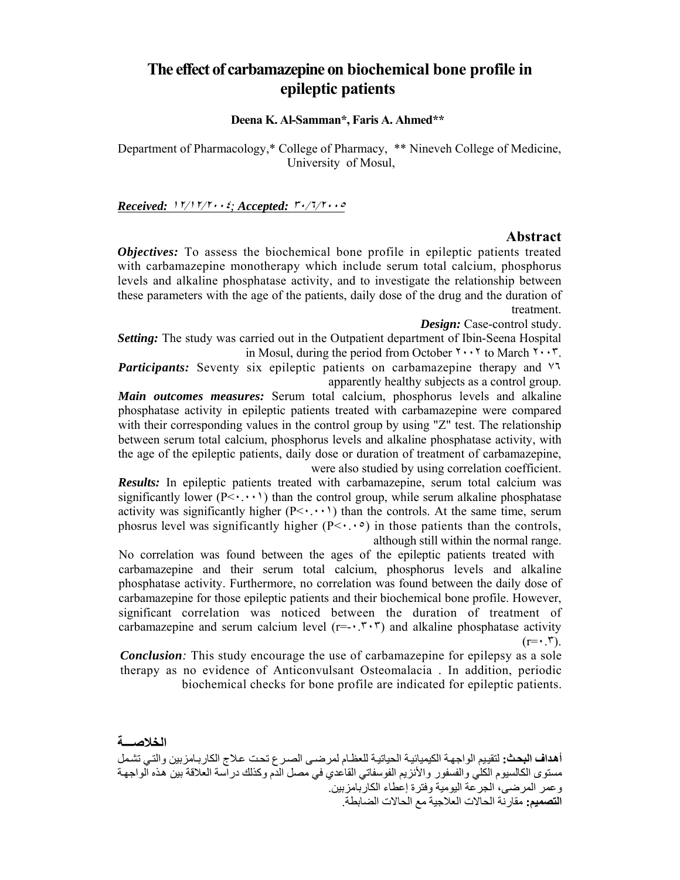# The effect of carbamazepine on biochemical bone profile in epileptic patients

**Deena K. Al-Samman\*, Faris A. Ahmed\*\***

Department of Pharmacology,\* College of Pharmacy, \*\* Nineveh College of Medicine, University of Mosul,

***Received:*** ***١٢/١٢/٢٠٠٤; Accepted:*** ***٣٠/٦/٢٠٠٥***

## Abstract

***Objectives:*** To assess the biochemical bone profile in epileptic patients treated with carbamazepine monotherapy which include serum total calcium, phosphorus levels and alkaline phosphatase activity, and to investigate the relationship between these parameters with the age of the patients, daily dose of the drug and the duration of treatment.

***Design:*** Case-control study.

***Setting:*** The study was carried out in the Outpatient department of Ibin-Seena Hospital in Mosul, during the period from October ٢٠٠٢ to March ٢٠٠٣.

***Participants:*** Seventy six epileptic patients on carbamazepine therapy and ٧٦ apparently healthy subjects as a control group.

***Main outcomes measures:*** Serum total calcium, phosphorus levels and alkaline phosphatase activity in epileptic patients treated with carbamazepine were compared with their corresponding values in the control group by using "Z" test. The relationship between serum total calcium, phosphorus levels and alkaline phosphatase activity, with the age of the epileptic patients, daily dose or duration of treatment of carbamazepine, were also studied by using correlation coefficient.

***Results:*** In epileptic patients treated with carbamazepine, serum total calcium was significantly lower (P<٠.٠٠١) than the control group, while serum alkaline phosphatase activity was significantly higher (P<٠.٠٠١) than the controls. At the same time, serum phosrus level was significantly higher (P<٠.٠٥) in those patients than the controls, although still within the normal range.

No correlation was found between the ages of the epileptic patients treated with carbamazepine and their serum total calcium, phosphorus levels and alkaline phosphatase activity. Furthermore, no correlation was found between the daily dose of carbamazepine for those epileptic patients and their biochemical bone profile. However, significant correlation was noticed between the duration of treatment of carbamazepine and serum calcium level (r=-٠.٣٠٣) and alkaline phosphatase activity (r=٠.٣).

***Conclusion****:* This study encourage the use of carbamazepine for epilepsy as a sole therapy as no evidence of Anticonvulsant Osteomalacia . In addition, periodic biochemical checks for bone profile are indicated for epileptic patients.

## الخلاصـــة

**أهداف البحث:** لتقييم الواجهة الكيميائية الحياتية للعظام لمرضى الصرع تحت علاج الكاربامزبين والتي تشمل مستوى الكالسيوم الكلي والفسفور والأنزيم الفوسفاتي القاعدي في مصل الدم وكذلك دراسة العلاقة بين هذه الواجهة وعمر المرضى، الجرعة اليومية وفترة إعطاء الكاربامزبين.

**التصميم:** مقارنة الحالات العلاجية مع الحالات الضابطة.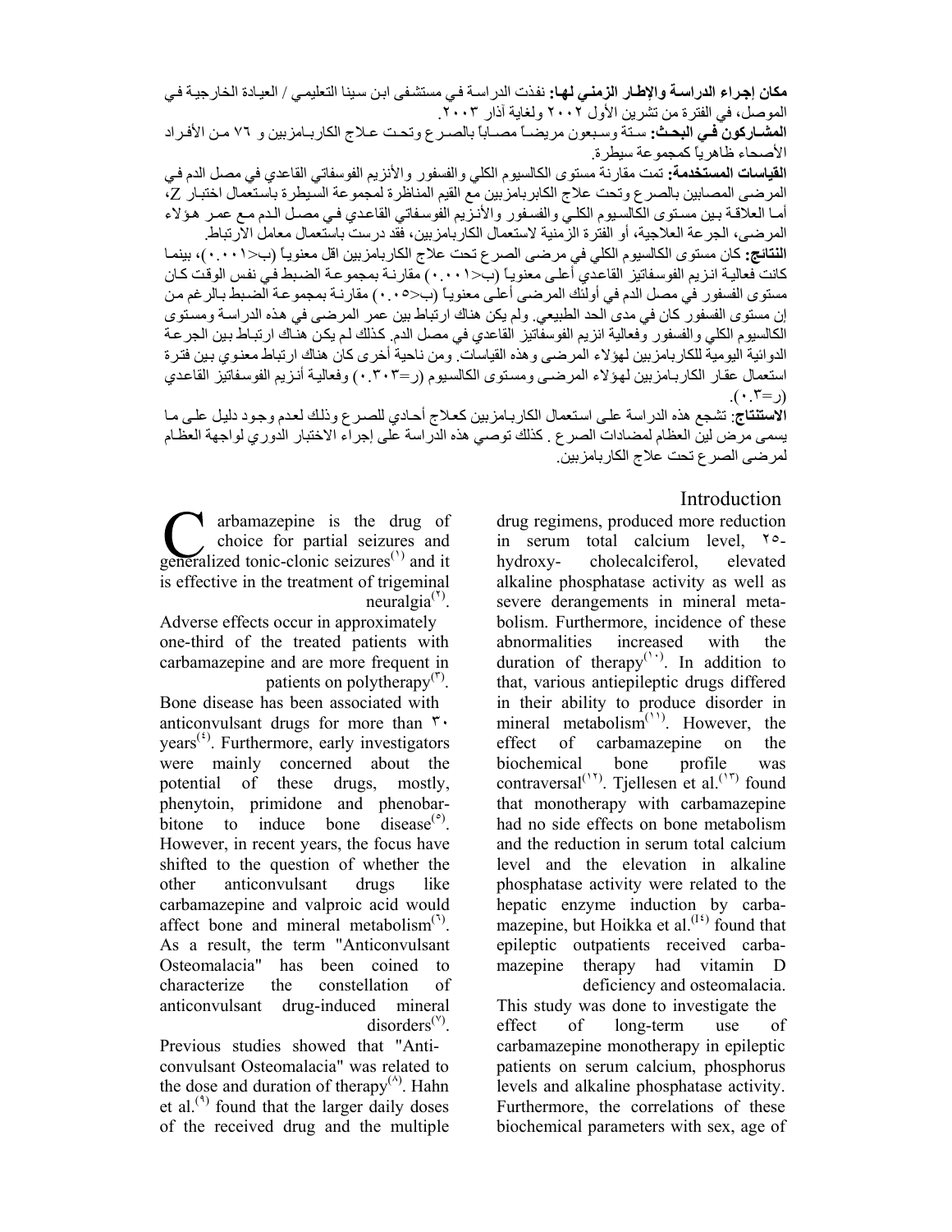**مكان إجراء الدراسة والإطار الزمني لها:** نفذت الدراسة في مستشفى ابن سينا التعليمي / العيادة الخارجية في الموصل، في الفترة من تشرين الأول ٢٠٠٢ ولغاية آذار ٢٠٠٣.

**المشاركون في البحث:** ستة وسبعون مريضاً مصاباً بالصرع وتحت علاج الكاربامزبين و ٧٦ من الأفراد الأصحاء ظاهرياً كمجموعة سيطرة.

**القياسات المستخدمة:** تمت مقارنة مستوى الكالسيوم الكلي والفسفور والأنزيم الفوسفاتي القاعدي في مصل الدم في المرضى المصابين بالصرع وتحت علاج الكابرامزبين مع القيم المناظرة لمجموعة السيطرة باستعمال اختبار Z، أما العلاقة بين مستوى الكالسيوم الكلي والفسفور والأنزيم الفوسفاتي القاعدي في مصل الدم مع عمر هؤلاء المرضى، الجرعة العلاجية، أو الفترة الزمنية لاستعمال الكاربامزبين، فقد درست باستعمال معامل الارتباط.

**النتائج:** كان مستوى الكالسيوم الكلي في مرضى الصرع تحت علاج الكاربامزبين اقل معنوياً (ب<٠.٠٠١)، بينما كانت فعالية انزيم الفوسفاتيز القاعدي أعلى معنوياً (ب<٠.٠٠١) مقارنة بمجموعة الضبط في نفس الوقت كان مستوى الفسفور في مصل الدم في أولئك المرضى أعلى معنوياً (ب<٠.٠٥) مقارنة بمجموعة الضبط بالرغم من إن مستوى الفسفور كان في مدى الحد الطبيعي. ولم يكن هناك ارتباط بين عمر المرضى في هذه الدراسة ومستوى الكالسيوم الكلي والفسفور وفعالية انزيم الفوسفاتيز القاعدي في مصل الدم. كذلك لم يكن هناك ارتباط بين الجرعة الدوائية اليومية للكاربامزبين لهؤلاء المرضى وهذه القياسات. ومن ناحية أخرى كان هناك ارتباط معنوي بين فترة استعمال عقار الكاربامزبين لهؤلاء المرضى ومستوى الكالسيوم (ر=٠.٣٠٣) وفعالية أنزيم الفوسفاتيز القاعدي (ر=٠.٣).

**الاستنتاج**: تشجع هذه الدراسة على استعمال الكاربامزبين كعلاج أحادي للصرع وذلك لعدم وجود دليل على ما يسمى مرض لين العظام لمضادات الصرع. كذلك توصي هذه الدراسة على إجراء الاختبار الدوري لواجهة العظام لمرضى الصرع تحت علاج الكاربامزبين.

## Introduction

Carbamazepine is the drug of choice for partial seizures and generalized tonic-clonic seizures[1] and it is effective in the treatment of trigeminal neuralgia[2].

Adverse effects occur in approximately one-third of the treated patients with carbamazepine and are more frequent in patients on polytherapy[3].

Bone disease has been associated with anticonvulsant drugs for more than ٣٠ years[4]. Furthermore, early investigators were mainly concerned about the potential of these drugs, mostly, phenytoin, primidone and phenobarbitone to induce bone disease[5]. However, in recent years, the focus have shifted to the question of whether the other anticonvulsant drugs like carbamazepine and valproic acid would affect bone and mineral metabolism[6]. As a result, the term "Anticonvulsant Osteomalacia" has been coined to characterize the constellation of anticonvulsant drug-induced mineral disorders[7].

Previous studies showed that "Anticonvulsant Osteomalacia" was related to the dose and duration of therapy[8]. Hahn et al.[9] found that the larger daily doses of the received drug and the multiple drug regimens, produced more reduction in serum total calcium level, ٢٥-hydroxy- cholecalciferol, elevated alkaline phosphatase activity as well as severe derangements in mineral metabolism. Furthermore, incidence of these abnormalities increased with the duration of therapy[10]. In addition to that, various antiepileptic drugs differed in their ability to produce disorder in mineral metabolism[11]. However, the effect of carbamazepine on the biochemical bone profile was contraversal[12]. Tjellesen et al.[13] found that monotherapy with carbamazepine had no side effects on bone metabolism and the reduction in serum total calcium level and the elevation in alkaline phosphatase activity were related to the hepatic enzyme induction by carbamazepine, but Hoikka et al.[14] found that epileptic outpatients received carbamazepine therapy had vitamin D deficiency and osteomalacia.

This study was done to investigate the effect of long-term use of carbamazepine monotherapy in epileptic patients on serum calcium, phosphorus levels and alkaline phosphatase activity. Furthermore, the correlations of these biochemical parameters with sex, age of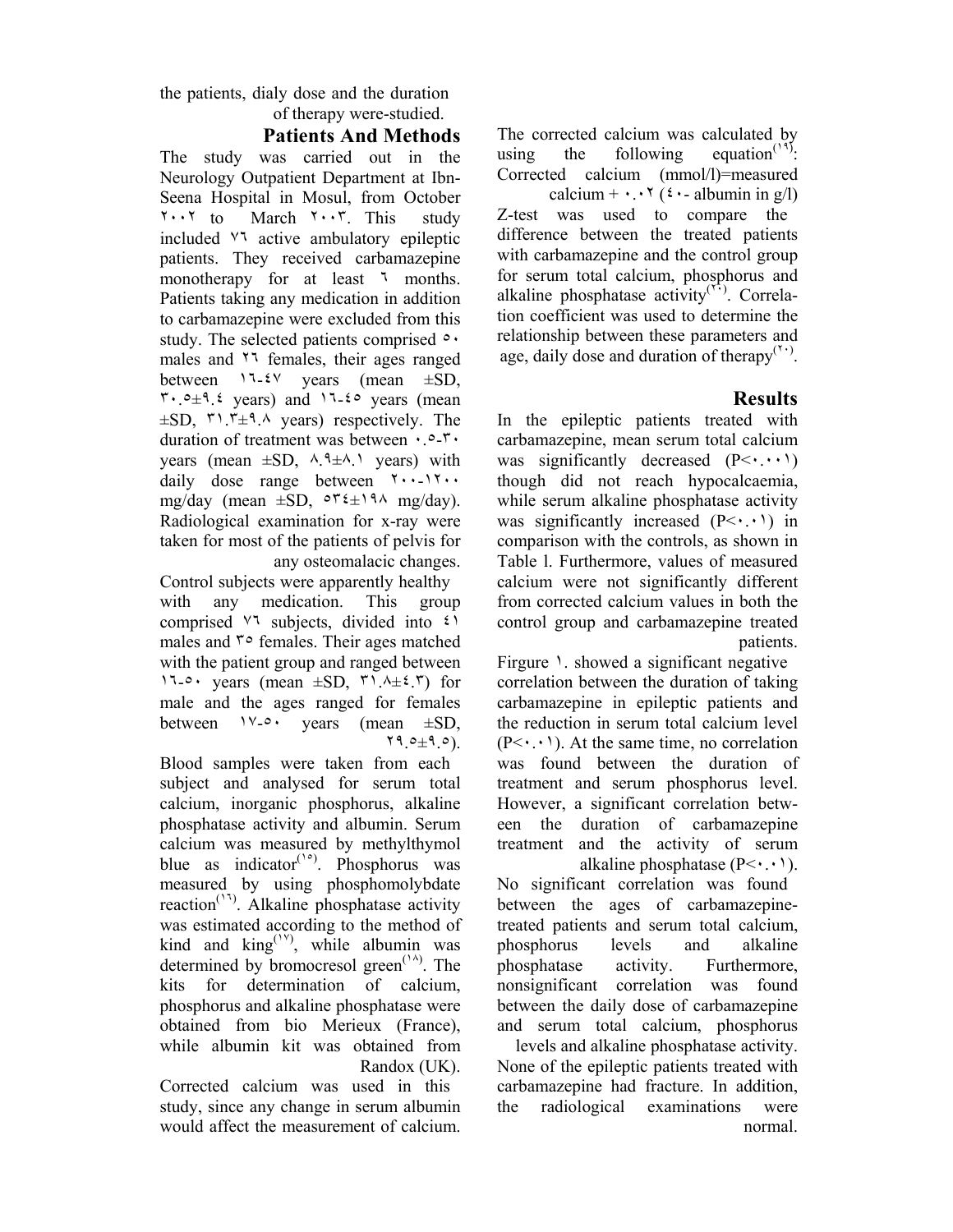the patients, dialy dose and the duration of therapy were-studied.

## Patients And Methods

The study was carried out in the Neurology Outpatient Department at Ibn-Seena Hospital in Mosul, from October ٢٠٠٢ to March ٢٠٠٣. This study included ٧٦ active ambulatory epileptic patients. They received carbamazepine monotherapy for at least ٦ months. Patients taking any medication in addition to carbamazepine were excluded from this study. The selected patients comprised ٥٠ males and ٢٦ females, their ages ranged between ١٦-٤٧ years (mean ±SD, ٣٠.٥±٩.٤ years) and ١٦-٤٥ years (mean ±SD, ٣١.٣±٩.٨ years) respectively. The duration of treatment was between ٠.٥-٣٠ years (mean ±SD, ٨.٩±٨.١ years) with daily dose range between ٢٠٠-١٢٠٠ mg/day (mean ±SD, ٥٣٤±١٩٨ mg/day). Radiological examination for x-ray were taken for most of the patients of pelvis for any osteomalacic changes.

Control subjects were apparently healthy with any medication. This group comprised ٧٦ subjects, divided into ٤١ males and ٣٥ females. Their ages matched with the patient group and ranged between ١٦-٥٠ years (mean ±SD, ٣١.٨±٤.٣) for male and the ages ranged for females between ١٧-٥٠ years (mean ±SD, ٢٩.٥±٩.٥).

Blood samples were taken from each subject and analysed for serum total calcium, inorganic phosphorus, alkaline phosphatase activity and albumin. Serum calcium was measured by methylthymol blue as indicator[١٥]. Phosphorus was measured by using phosphomolybdate reaction[١٦]. Alkaline phosphatase activity was estimated according to the method of kind and king[١٧], while albumin was determined by bromocresol green[١٨]. The kits for determination of calcium, phosphorus and alkaline phosphatase were obtained from bio Merieux (France), while albumin kit was obtained from Randox (UK).

Corrected calcium was used in this study, since any change in serum albumin would affect the measurement of calcium. The corrected calcium was calculated by using the following equation[١٩]:

Corrected calcium (mmol/l)=measured calcium + ٠.٠٢ (٤٠- albumin in g/l)

Z-test was used to compare the difference between the treated patients with carbamazepine and the control group for serum total calcium, phosphorus and alkaline phosphatase activity[٢٠]. Correlation coefficient was used to determine the relationship between these parameters and age, daily dose and duration of therapy[٢٠].

## Results

In the epileptic patients treated with carbamazepine, mean serum total calcium was significantly decreased (P<٠.٠٠١) though did not reach hypocalcaemia, while serum alkaline phosphatase activity was significantly increased (P<٠.٠١) in comparison with the controls, as shown in Table l. Furthermore, values of measured calcium were not significantly different from corrected calcium values in both the control group and carbamazepine treated patients.

Firgure ١. showed a significant negative correlation between the duration of taking carbamazepine in epileptic patients and the reduction in serum total calcium level (P<٠.٠١). At the same time, no correlation was found between the duration of treatment and serum phosphorus level. However, a significant correlation between the duration of carbamazepine treatment and the activity of serum alkaline phosphatase (P<٠.٠١).

No significant correlation was found between the ages of carbamazepine-treated patients and serum total calcium, phosphorus levels and alkaline phosphatase activity. Furthermore, nonsignificant correlation was found between the daily dose of carbamazepine and serum total calcium, phosphorus levels and alkaline phosphatase activity. None of the epileptic patients treated with carbamazepine had fracture. In addition, the radiological examinations were normal.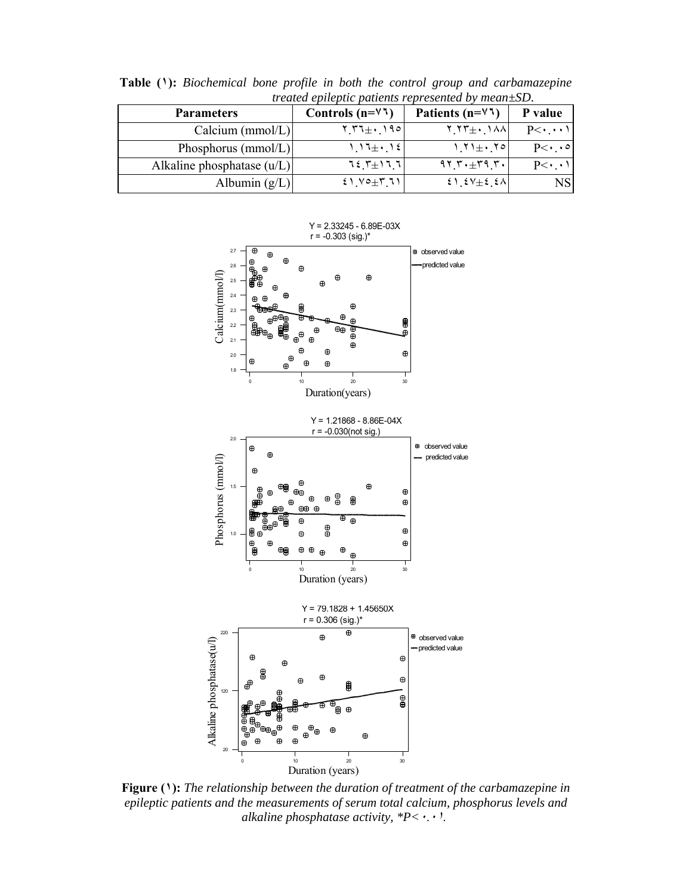**Table (١):** *Biochemical bone profile in both the control group and carbamazepine treated epileptic patients represented by mean±SD.*

| Parameters | Controls (n=٧٦) | Patients (n=٧٦) | P value |
|---|---|---|---|
| Calcium (mmol/L) | ٢.٣٦±٠.١٩٥ | ٢.٢٣±٠.١٨٨ | P<٠.٠٠١ |
| Phosphorus (mmol/L) | ١.١٦±٠.١٤ | ١.٢١±٠.٢٥ | P<٠.٠٥ |
| Alkaline phosphatase (u/L) | ٦٤.٣±١٦.٦ | ٩٢.٣٠±٣٩.٣٠ | P<٠.٠١ |
| Albumin (g/L) | ٤١.٧٥±٣.٦١ | ٤١.٤٧±٤.٤٨ | NS |

Y = 2.33245 - 6.89E-03X
r = -0.303 (sig.)*

Y = 1.21868 - 8.86E-04X
r = -0.030(not sig.)

Y = 79.1828 + 1.45650X
r = 0.306 (sig.)*

**Figure (١):** *The relationship between the duration of treatment of the carbamazepine in epileptic patients and the measurements of serum total calcium, phosphorus levels and alkaline phosphatase activity, *P< ٠.٠١.*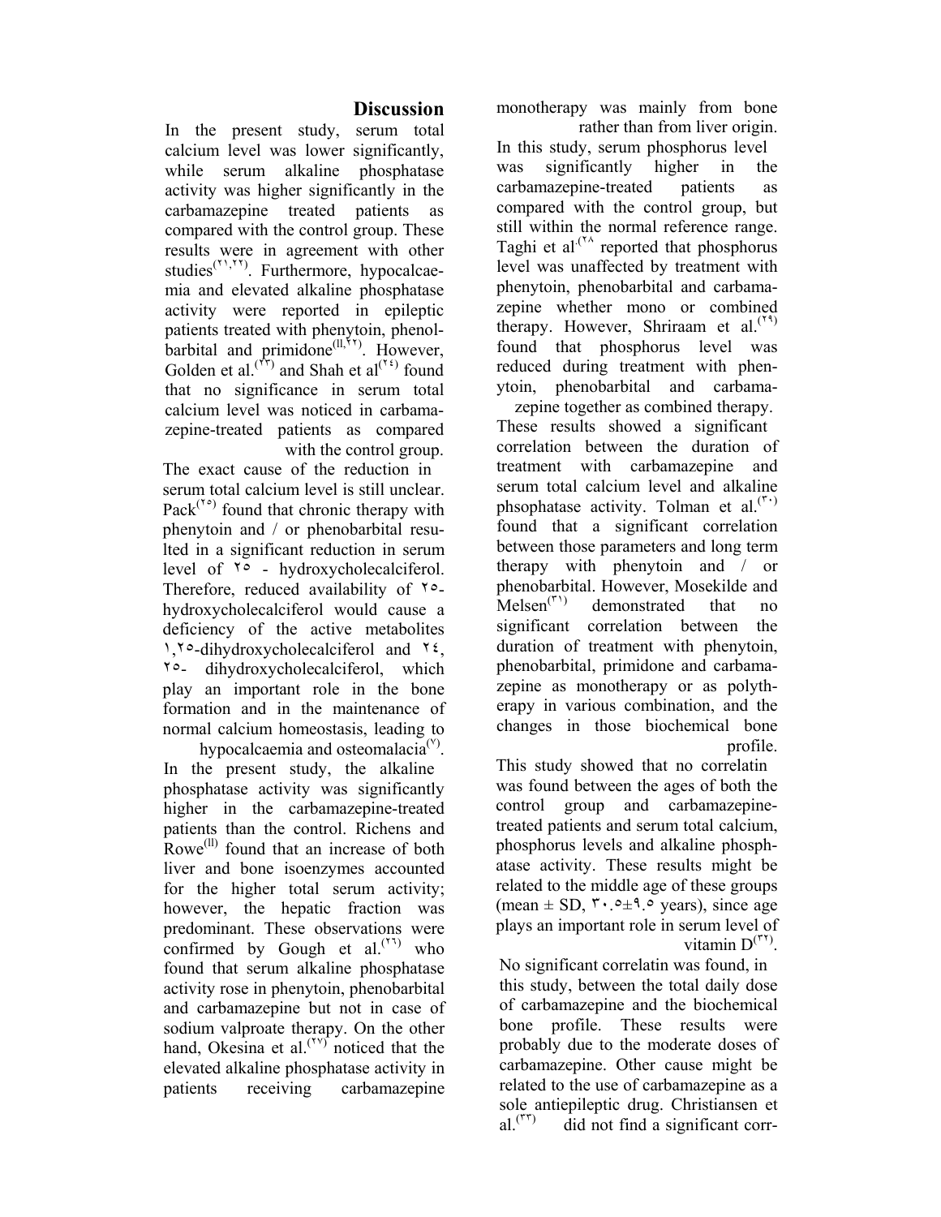## Discussion

In the present study, serum total calcium level was lower significantly, while serum alkaline phosphatase activity was higher significantly in the carbamazepine treated patients as compared with the control group. These results were in agreement with other studies[٢١,٢٢]. Furthermore, hypocalcaemia and elevated alkaline phosphatase activity were reported in epileptic patients treated with phenytoin, phenolbarbital and primidone[ll,١٢]. However, Golden et al.[٢٣] and Shah et al[٢٤] found that no significance in serum total calcium level was noticed in carbamazepine-treated patients as compared with the control group.

The exact cause of the reduction in serum total calcium level is still unclear. Pack[٢٥] found that chronic therapy with phenytoin and / or phenobarbital resulted in a significant reduction in serum level of ٢٥ - hydroxycholecalciferol. Therefore, reduced availability of ٢٥-hydroxycholecalciferol would cause a deficiency of the active metabolites ١,٢٥-dihydroxycholecalciferol and ٢٤, ٢٥- dihydroxycholecalciferol, which play an important role in the bone formation and in the maintenance of normal calcium homeostasis, leading to hypocalcaemia and osteomalacia[٧].

In the present study, the alkaline phosphatase activity was significantly higher in the carbamazepine-treated patients than the control. Richens and Rowe[ll] found that an increase of both liver and bone isoenzymes accounted for the higher total serum activity; however, the hepatic fraction was predominant. These observations were confirmed by Gough et al.[٢٦] who found that serum alkaline phosphatase activity rose in phenytoin, phenobarbital and carbamazepine therapy but not in case of sodium valproate therapy. On the other hand, Okesina et al.[٢٧] noticed that the elevated alkaline phosphatase activity in patients receiving carbamazepine monotherapy was mainly from bone rather than from liver origin.

In this study, serum phosphorus level was significantly higher in the carbamazepine-treated patients as compared with the control group, but still within the normal reference range. Taghi et al[٢٨] reported that phosphorus level was unaffected by treatment with phenytoin, phenobarbital and carbamazepine whether mono or combined therapy. However, Shriraam et al.[٢٩] found that phosphorus level was reduced during treatment with phenytoin, phenobarbital and carbamazepine together as combined therapy.

These results showed a significant correlation between the duration of treatment with carbamazepine and serum total calcium level and alkaline phsophatase activity. Tolman et al.[٣٠] found that a significant correlation between those parameters and long term therapy with phenytoin and / or phenobarbital. However, Mosekilde and Melsen[٣١] demonstrated that no significant correlation between the duration of treatment with phenytoin, phenobarbital, primidone and carbamazepine as monotherapy or as polytherapy in various combination, and the changes in those biochemical bone profile.

This study showed that no correlatin was found between the ages of both the control group and carbamazepine-treated patients and serum total calcium, phosphorus levels and alkaline phosphatase activity. These results might be related to the middle age of these groups (mean ± SD, ٣٠.٥±٩.٥ years), since age plays an important role in serum level of vitamin D[٣٢].

No significant correlatin was found, in this study, between the total daily dose of carbamazepine and the biochemical bone profile. These results were probably due to the moderate doses of carbamazepine. Other cause might be related to the use of carbamazepine as a sole antiepileptic drug. Christiansen et al.[٣٣] did not find a significant corr-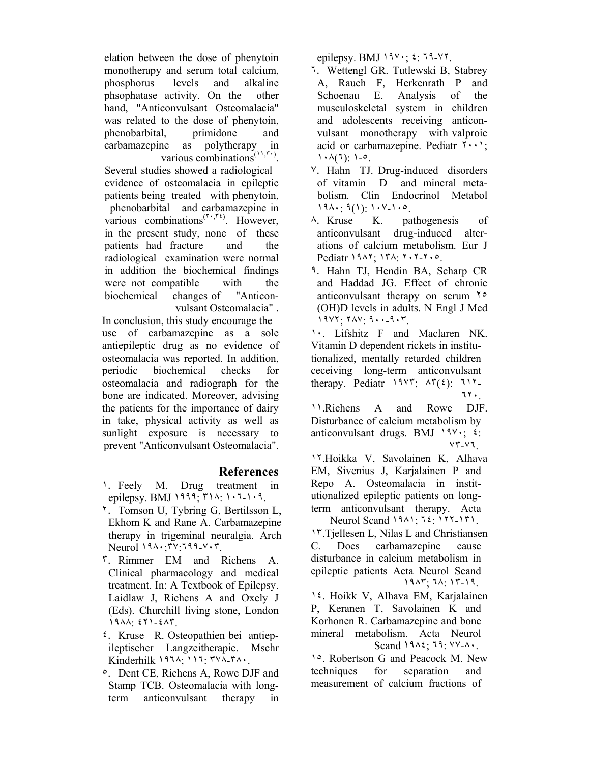elation between the dose of phenytoin monotherapy and serum total calcium, phosphorus levels and alkaline phsophatase activity. On the other hand, "Anticonvulsant Osteomalacia" was related to the dose of phenytoin, phenobarbital, primidone and carbamazepine as polytherapy in various combinations[١١,٣٠].

Several studies showed a radiological evidence of osteomalacia in epileptic patients being treated with phenytoin, phenobarbital and carbamazepine in various combinations[٣٠,٣٤]. However, in the present study, none of these patients had fracture and the radiological examination were normal in addition the biochemical findings were not compatible with the biochemical changes of "Anticonvulsant Osteomalacia" .

In conclusion, this study encourage the use of carbamazepine as a sole antiepileptic drug as no evidence of osteomalacia was reported. In addition, periodic biochemical checks for osteomalacia and radiograph for the bone are indicated. Moreover, advising the patients for the importance of dairy in take, physical activity as well as sunlight exposure is necessary to prevent "Anticonvulsant Osteomalacia".

## References

١. Feely M. Drug treatment in epilepsy. BMJ ١٩٩٩; ٣١٨: ١٠٦-١٠٩.

٢. Tomson U, Tybring G, Bertilsson L, Ekhom K and Rane A. Carbamazepine therapy in trigeminal neuralgia. Arch Neurol ١٩٨٠;٣٧:٦٩٩-٧٠٣.

٣. Rimmer EM and Richens A. Clinical pharmacology and medical treatment. In: A Textbook of Epilepsy. Laidlaw J, Richens A and Oxely J (Eds). Churchill living stone, London ١٩٨٨: ٤٢١-٤٨٣.

٤. Kruse R. Osteopathien bei antiepileptischer Langzeitherapic. Mschr Kinderhilk ١٩٦٨; ١١٦: ٣٧٨-٣٨٠.

٥. Dent CE, Richens A, Rowe DJF and Stamp TCB. Osteomalacia with long-term anticonvulsant therapy in epilepsy. BMJ ١٩٧٠; ٤: ٦٩-٧٢.

٦. Wettengl GR. Tutlewski B, Stabrey A, Rauch F, Herkenrath P and Schoenau E. Analysis of the musculoskeletal system in children and adolescents receiving anticonvulsant monotherapy with valproic acid or carbamazepine. Pediatr ٢٠٠١; ١٠٨(٦): ١-٥.

٧. Hahn TJ. Drug-induced disorders of vitamin D and mineral metabolism. Clin Endocrinol Metabol ١٩٨٠; ٩(١): ١٠٧-١٠٥.

٨. Kruse K. pathogenesis of anticonvulsant drug-induced alterations of calcium metabolism. Eur J Pediatr ١٩٨٢; ١٣٨: ٢٠٢-٢٠٥.

٩. Hahn TJ, Hendin BA, Scharp CR and Haddad JG. Effect of chronic anticonvulsant therapy on serum ٢٥ (OH)D levels in adults. N Engl J Med ١٩٧٢; ٢٨٧: ٩٠٠-٩٠٣.

١٠. Lifshitz F and Maclaren NK. Vitamin D dependent rickets in institutionalized, mentally retarded children ceceiving long-term anticonvulsant therapy. Pediatr ١٩٧٣; ٨٣(٤): ٦١٢-٦٢٠.

١١.Richens A and Rowe DJF. Disturbance of calcium metabolism by anticonvulsant drugs. BMJ ١٩٧٠; ٤: ٧٣-٧٦.

١٢.Hoikka V, Savolainen K, Alhava EM, Sivenius J, Karjalainen P and Repo A. Osteomalacia in institutionalized epileptic patients on long-term anticonvulsant therapy. Acta Neurol Scand ١٩٨١; ٦٤: ١٢٢-١٣١.

١٣.Tjellesen L, Nilas L and Christiansen C. Does carbamazepine cause disturbance in calcium metabolism in epileptic patients Acta Neurol Scand ١٩٨٣; ٦٨: ١٣-١٩.

١٤. Hoikk V, Alhava EM, Karjalainen P, Keranen T, Savolainen K and Korhonen R. Carbamazepine and bone mineral metabolism. Acta Neurol Scand ١٩٨٤; ٦٩: ٧٧-٨٠.

١٥. Robertson G and Peacock M. New techniques for separation and measurement of calcium fractions of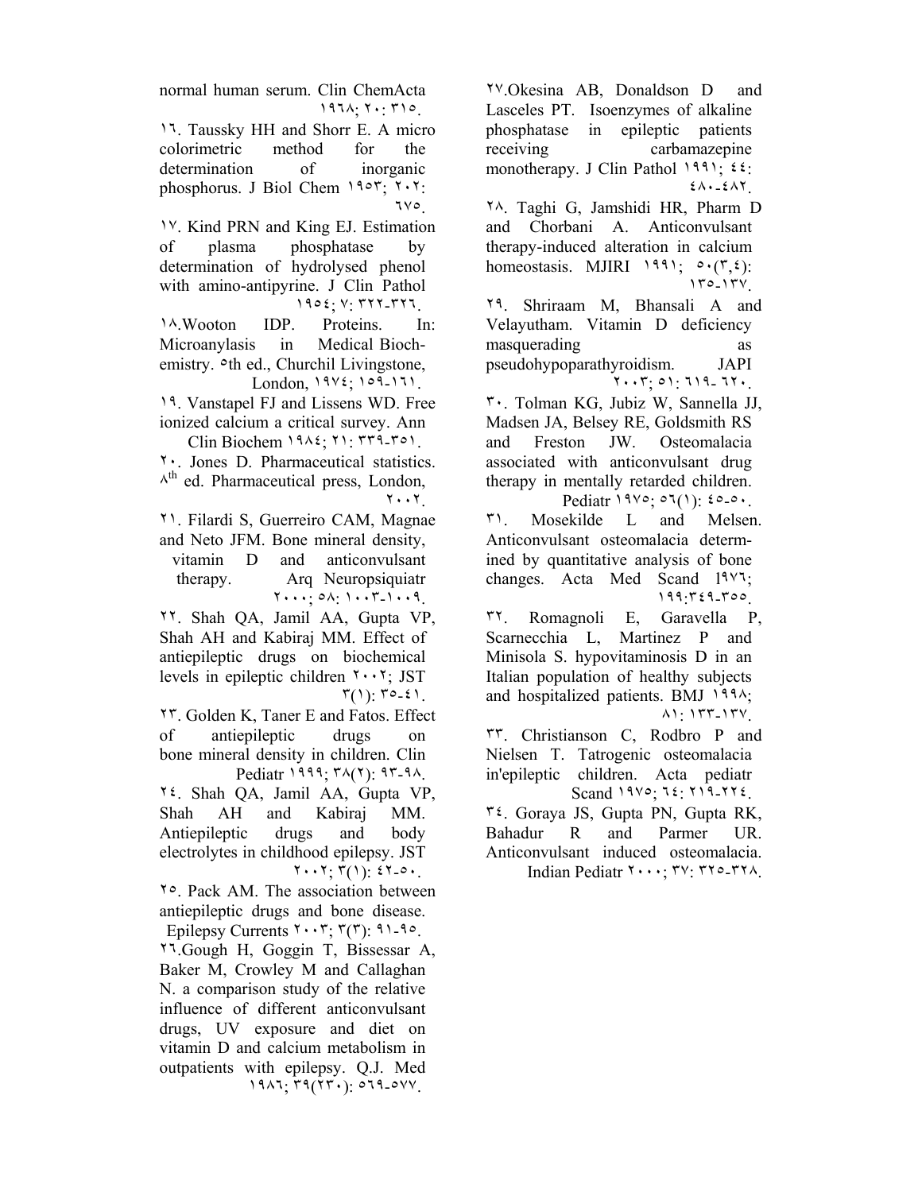normal human serum. Clin ChemActa ١٩٦٨; ٢٠: ٣١٥.

١٦. Taussky HH and Shorr E. A micro colorimetric method for the determination of inorganic phosphorus. J Biol Chem ١٩٥٣; ٢٠٢: ٦٧٥.

١٧. Kind PRN and King EJ. Estimation of plasma phosphatase by determination of hydrolysed phenol with amino-antipyrine. J Clin Pathol ١٩٥٤; ٧: ٣٢٢-٣٢٦.

١٨.Wooton IDP. Proteins. In: Microanylasis in Medical Biochemistry. ٥th ed., Churchil Livingstone, London, ١٩٧٤; ١٥٩-١٦١.

١٩. Vanstapel FJ and Lissens WD. Free ionized calcium a critical survey. Ann Clin Biochem ١٩٨٤; ٢١: ٣٣٩-٣٥١.

٢٠. Jones D. Pharmaceutical statistics. ٨th ed. Pharmaceutical press, London, ٢٠٠٢.

٢١. Filardi S, Guerreiro CAM, Magnae and Neto JFM. Bone mineral density, vitamin D and anticonvulsant therapy. Arq Neuropsiquiatr ٢٠٠٠; ٥٨: ١٠٠٣-١٠٠٩.

٢٢. Shah QA, Jamil AA, Gupta VP, Shah AH and Kabiraj MM. Effect of antiepileptic drugs on biochemical levels in epileptic children ٢٠٠٢; JST ٣(١): ٣٥-٤١.

٢٣. Golden K, Taner E and Fatos. Effect of antiepileptic drugs on bone mineral density in children. Clin Pediatr ١٩٩٩; ٣٨(٢): ٩٣-٩٨.

٢٤. Shah QA, Jamil AA, Gupta VP, Shah AH and Kabiraj MM. Antiepileptic drugs and body electrolytes in childhood epilepsy. JST ٢٠٠٢; ٣(١): ٤٢-٥٠.

٢٥. Pack AM. The association between antiepileptic drugs and bone disease. Epilepsy Currents ٢٠٠٣; ٣(٣): ٩١-٩٥.

٢٦.Gough H, Goggin T, Bissessar A, Baker M, Crowley M and Callaghan N. a comparison study of the relative influence of different anticonvulsant drugs, UV exposure and diet on vitamin D and calcium metabolism in outpatients with epilepsy. Q.J. Med ١٩٨٦; ٣٩(٢٣٠): ٥٦٩-٥٧٧.

٢٧.Okesina AB, Donaldson D and Lasceles PT. Isoenzymes of alkaline phosphatase in epileptic patients receiving carbamazepine monotherapy. J Clin Pathol ١٩٩١; ٤٤: ٤٨٠-٤٨٢.

٢٨. Taghi G, Jamshidi HR, Pharm D and Chorbani A. Anticonvulsant therapy-induced alteration in calcium homeostasis. MJIRI ١٩٩١; ٥٠(٣,٤): ١٣٥-١٣٧.

٢٩. Shriraam M, Bhansali A and Velayutham. Vitamin D deficiency masquerading as pseudohypoparathyroidism. JAPI ٢٠٠٣; ٥١: ٦١٩- ٦٢٠.

٣٠. Tolman KG, Jubiz W, Sannella JJ, Madsen JA, Belsey RE, Goldsmith RS and Freston JW. Osteomalacia associated with anticonvulsant drug therapy in mentally retarded children. Pediatr ١٩٧٥; ٥٦(١): ٤٥-٥٠.

٣١. Mosekilde L and Melsen. Anticonvulsant osteomalacia determined by quantitative analysis of bone changes. Acta Med Scand l٩٧٦; ١٩٩:٣٤٩-٣٥٥.

٣٢. Romagnoli E, Garavella P, Scarnecchia L, Martinez P and Minisola S. hypovitaminosis D in an Italian population of healthy subjects and hospitalized patients. BMJ ١٩٩٨; ٨١: ١٣٣-١٣٧.

٣٣. Christianson C, Rodbro P and Nielsen T. Tatrogenic osteomalacia in'epileptic children. Acta pediatr Scand ١٩٧٥; ٦٤: ٢١٩-٢٢٤.

٣٤. Goraya JS, Gupta PN, Gupta RK, Bahadur R and Parmer UR. Anticonvulsant induced osteomalacia. Indian Pediatr ٢٠٠٠; ٣٧: ٣٢٥-٣٢٨.